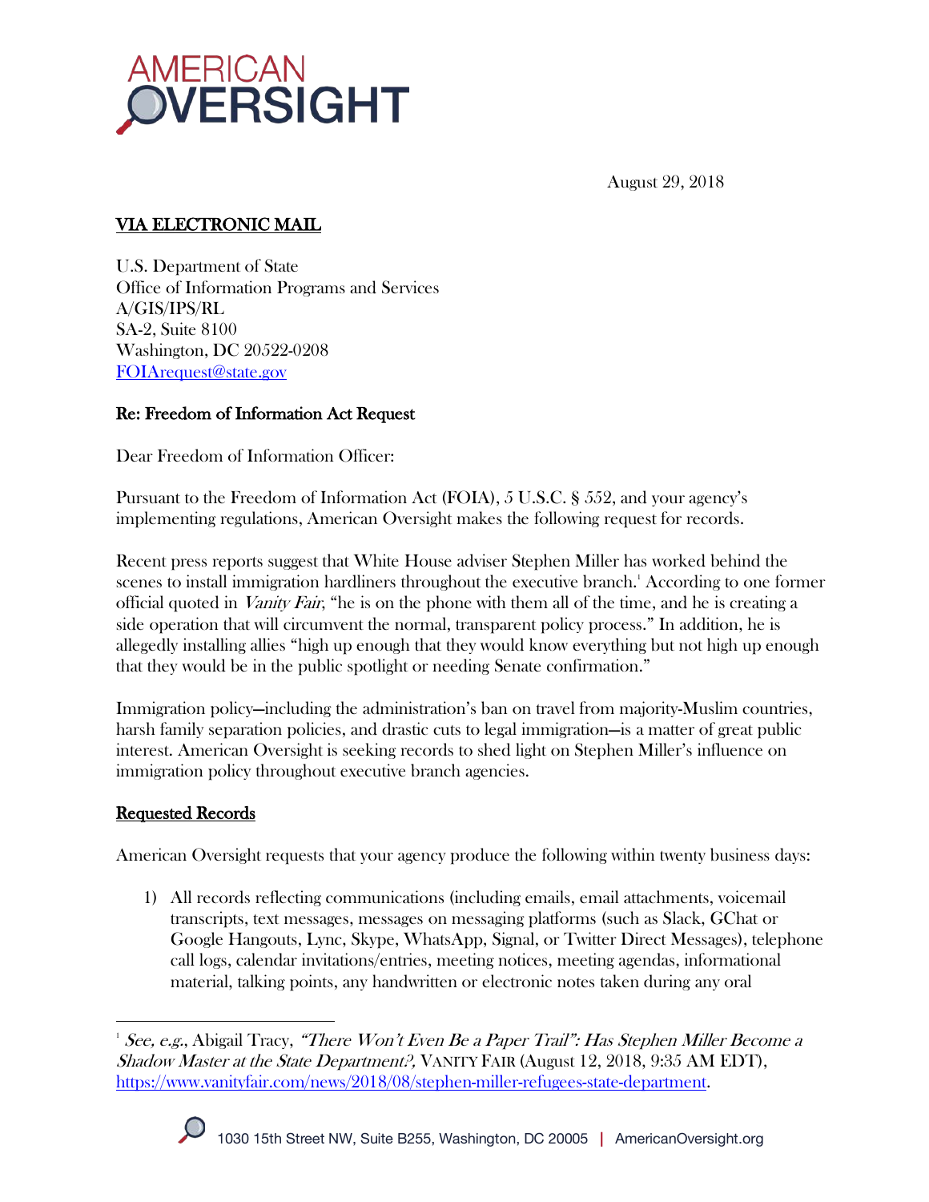AMERICAN OVERSIGHT

August 29, 2018

**VIA ELECTRONIC MAIL**

U.S. Department of State
Office of Information Programs and Services
A/GIS/IPS/RL
SA-2, Suite 8100
Washington, DC 20522-0208
FOIArequest@state.gov

**Re: Freedom of Information Act Request**

Dear Freedom of Information Officer:

Pursuant to the Freedom of Information Act (FOIA), 5 U.S.C. § 552, and your agency's implementing regulations, American Oversight makes the following request for records.

Recent press reports suggest that White House adviser Stephen Miller has worked behind the scenes to install immigration hardliners throughout the executive branch.[1] According to one former official quoted in *Vanity Fair*, "he is on the phone with them all of the time, and he is creating a side operation that will circumvent the normal, transparent policy process." In addition, he is allegedly installing allies "high up enough that they would know everything but not high up enough that they would be in the public spotlight or needing Senate confirmation."

Immigration policy—including the administration's ban on travel from majority-Muslim countries, harsh family separation policies, and drastic cuts to legal immigration—is a matter of great public interest. American Oversight is seeking records to shed light on Stephen Miller's influence on immigration policy throughout executive branch agencies.

**Requested Records**

American Oversight requests that your agency produce the following within twenty business days:

1) All records reflecting communications (including emails, email attachments, voicemail transcripts, text messages, messages on messaging platforms (such as Slack, GChat or Google Hangouts, Lync, Skype, WhatsApp, Signal, or Twitter Direct Messages), telephone call logs, calendar invitations/entries, meeting notices, meeting agendas, informational material, talking points, any handwritten or electronic notes taken during any oral

[1] *See, e.g.*, Abigail Tracy, *"There Won't Even Be a Paper Trail": Has Stephen Miller Become a Shadow Master at the State Department?*, VANITY FAIR (August 12, 2018, 9:35 AM EDT), https://www.vanityfair.com/news/2018/08/stephen-miller-refugees-state-department.

1030 15th Street NW, Suite B255, Washington, DC 20005 | AmericanOversight.org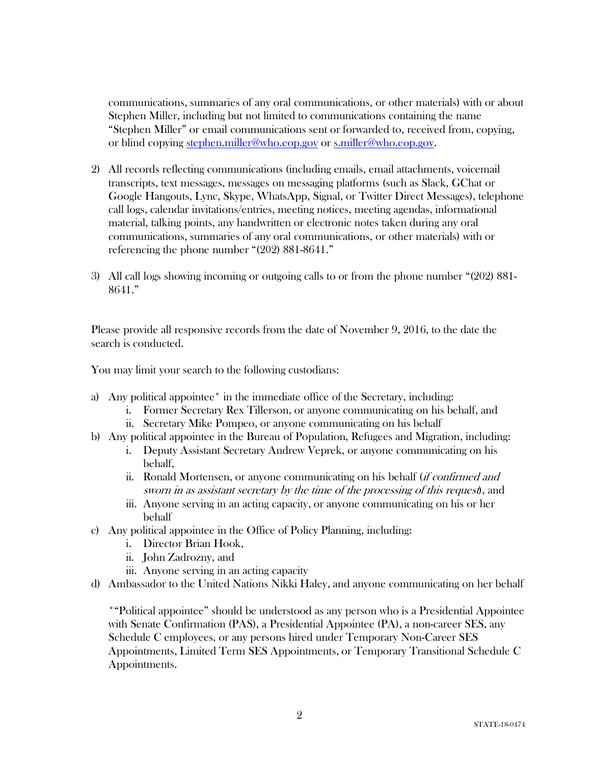communications, summaries of any oral communications, or other materials) with or about Stephen Miller, including but not limited to communications containing the name "Stephen Miller" or email communications sent or forwarded to, received from, copying, or blind copying stephen.miller@who.eop.gov or s.miller@who.eop.gov.

2) All records reflecting communications (including emails, email attachments, voicemail transcripts, text messages, messages on messaging platforms (such as Slack, GChat or Google Hangouts, Lync, Skype, WhatsApp, Signal, or Twitter Direct Messages), telephone call logs, calendar invitations/entries, meeting notices, meeting agendas, informational material, talking points, any handwritten or electronic notes taken during any oral communications, summaries of any oral communications, or other materials) with or referencing the phone number "(202) 881-8641."

3) All call logs showing incoming or outgoing calls to or from the phone number "(202) 881-8641."

Please provide all responsive records from the date of November 9, 2016, to the date the search is conducted.

You may limit your search to the following custodians:

a) Any political appointee* in the immediate office of the Secretary, including:
   i. Former Secretary Rex Tillerson, or anyone communicating on his behalf, and
   ii. Secretary Mike Pompeo, or anyone communicating on his behalf
b) Any political appointee in the Bureau of Population, Refugees and Migration, including:
   i. Deputy Assistant Secretary Andrew Veprek, or anyone communicating on his behalf,
   ii. Ronald Mortensen, or anyone communicating on his behalf (*if confirmed and sworn in as assistant secretary by the time of the processing of this request*), and
   iii. Anyone serving in an acting capacity, or anyone communicating on his or her behalf
c) Any political appointee in the Office of Policy Planning, including:
   i. Director Brian Hook,
   ii. John Zadrozny, and
   iii. Anyone serving in an acting capacity
d) Ambassador to the United Nations Nikki Haley, and anyone communicating on her behalf

*"Political appointee" should be understood as any person who is a Presidential Appointee with Senate Confirmation (PAS), a Presidential Appointee (PA), a non-career SES, any Schedule C employees, or any persons hired under Temporary Non-Career SES Appointments, Limited Term SES Appointments, or Temporary Transitional Schedule C Appointments.

STATE-18-0474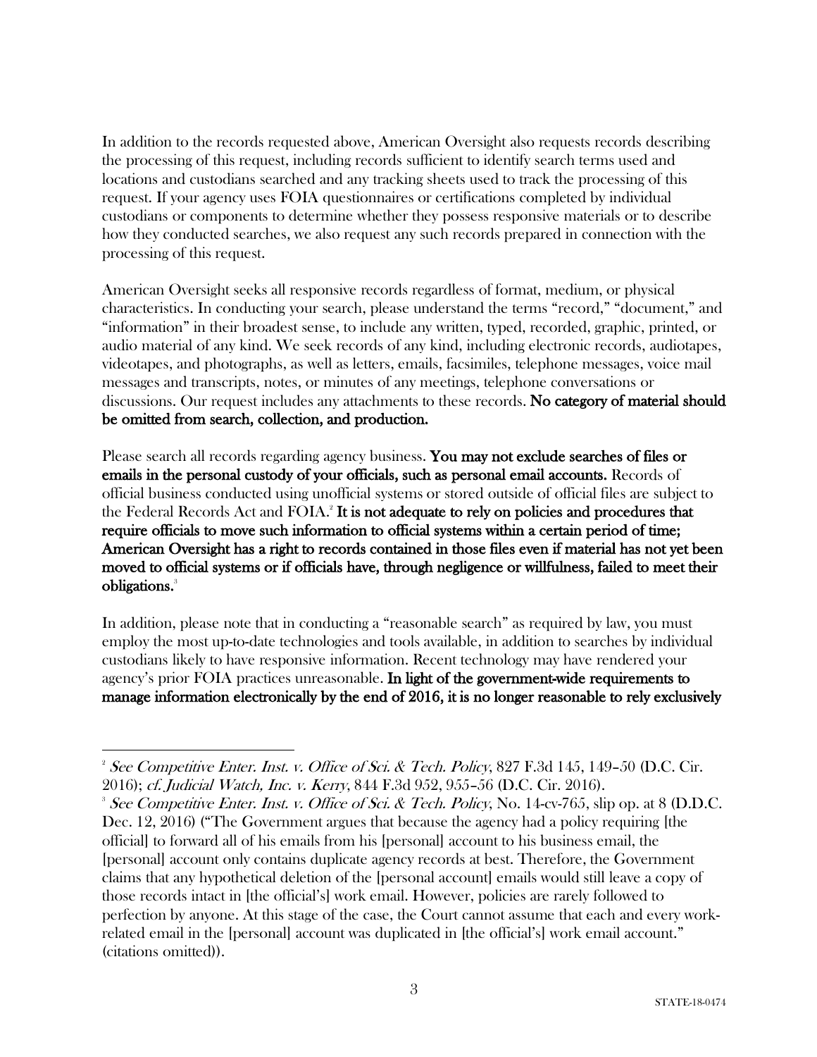In addition to the records requested above, American Oversight also requests records describing the processing of this request, including records sufficient to identify search terms used and locations and custodians searched and any tracking sheets used to track the processing of this request. If your agency uses FOIA questionnaires or certifications completed by individual custodians or components to determine whether they possess responsive materials or to describe how they conducted searches, we also request any such records prepared in connection with the processing of this request.

American Oversight seeks all responsive records regardless of format, medium, or physical characteristics. In conducting your search, please understand the terms "record," "document," and "information" in their broadest sense, to include any written, typed, recorded, graphic, printed, or audio material of any kind. We seek records of any kind, including electronic records, audiotapes, videotapes, and photographs, as well as letters, emails, facsimiles, telephone messages, voice mail messages and transcripts, notes, or minutes of any meetings, telephone conversations or discussions. Our request includes any attachments to these records. **No category of material should be omitted from search, collection, and production.**

Please search all records regarding agency business. **You may not exclude searches of files or emails in the personal custody of your officials, such as personal email accounts.** Records of official business conducted using unofficial systems or stored outside of official files are subject to the Federal Records Act and FOIA.[2] **It is not adequate to rely on policies and procedures that require officials to move such information to official systems within a certain period of time; American Oversight has a right to records contained in those files even if material has not yet been moved to official systems or if officials have, through negligence or willfulness, failed to meet their obligations.**[3]

In addition, please note that in conducting a "reasonable search" as required by law, you must employ the most up-to-date technologies and tools available, in addition to searches by individual custodians likely to have responsive information. Recent technology may have rendered your agency's prior FOIA practices unreasonable. **In light of the government-wide requirements to manage information electronically by the end of 2016, it is no longer reasonable to rely exclusively**

---

[2] *See Competitive Enter. Inst. v. Office of Sci. & Tech. Policy*, 827 F.3d 145, 149–50 (D.C. Cir. 2016); *cf. Judicial Watch, Inc. v. Kerry*, 844 F.3d 952, 955–56 (D.C. Cir. 2016).

[3] *See Competitive Enter. Inst. v. Office of Sci. & Tech. Policy*, No. 14-cv-765, slip op. at 8 (D.D.C. Dec. 12, 2016) ("The Government argues that because the agency had a policy requiring [the official] to forward all of his emails from his [personal] account to his business email, the [personal] account only contains duplicate agency records at best. Therefore, the Government claims that any hypothetical deletion of the [personal account] emails would still leave a copy of those records intact in [the official's] work email. However, policies are rarely followed to perfection by anyone. At this stage of the case, the Court cannot assume that each and every work-related email in the [personal] account was duplicated in [the official's] work email account." (citations omitted)).

STATE-18-0474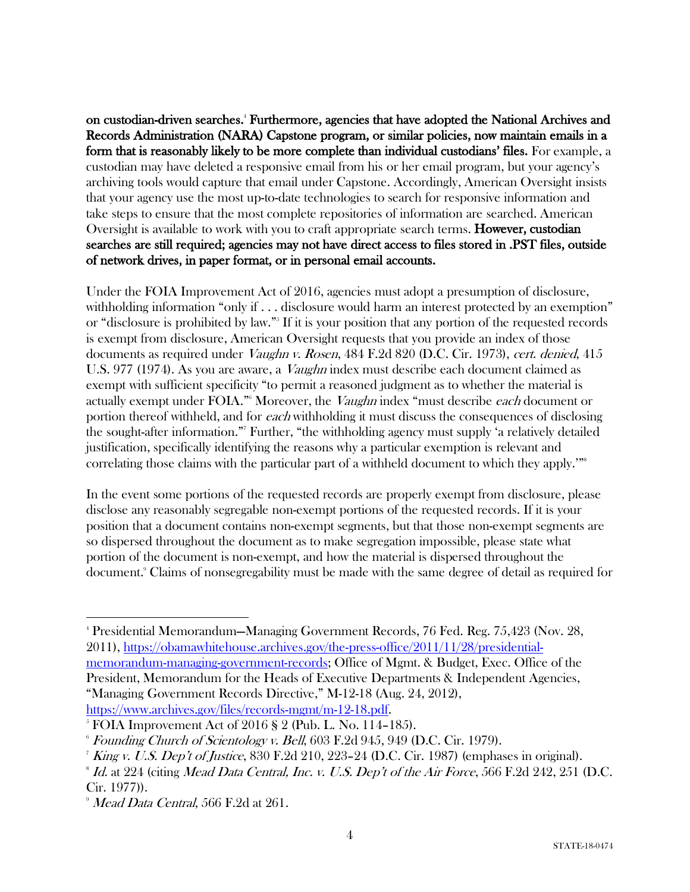**on custodian-driven searches.**[4] **Furthermore, agencies that have adopted the National Archives and Records Administration (NARA) Capstone program, or similar policies, now maintain emails in a form that is reasonably likely to be more complete than individual custodians' files.** For example, a custodian may have deleted a responsive email from his or her email program, but your agency's archiving tools would capture that email under Capstone. Accordingly, American Oversight insists that your agency use the most up-to-date technologies to search for responsive information and take steps to ensure that the most complete repositories of information are searched. American Oversight is available to work with you to craft appropriate search terms. **However, custodian searches are still required; agencies may not have direct access to files stored in .PST files, outside of network drives, in paper format, or in personal email accounts.**

Under the FOIA Improvement Act of 2016, agencies must adopt a presumption of disclosure, withholding information "only if . . . disclosure would harm an interest protected by an exemption" or "disclosure is prohibited by law."[5] If it is your position that any portion of the requested records is exempt from disclosure, American Oversight requests that you provide an index of those documents as required under *Vaughn v. Rosen*, 484 F.2d 820 (D.C. Cir. 1973), *cert. denied*, 415 U.S. 977 (1974). As you are aware, a *Vaughn* index must describe each document claimed as exempt with sufficient specificity "to permit a reasoned judgment as to whether the material is actually exempt under FOIA."[6] Moreover, the *Vaughn* index "must describe *each* document or portion thereof withheld, and for *each* withholding it must discuss the consequences of disclosing the sought-after information."[7] Further, "the withholding agency must supply 'a relatively detailed justification, specifically identifying the reasons why a particular exemption is relevant and correlating those claims with the particular part of a withheld document to which they apply.'"[8]

In the event some portions of the requested records are properly exempt from disclosure, please disclose any reasonably segregable non-exempt portions of the requested records. If it is your position that a document contains non-exempt segments, but that those non-exempt segments are so dispersed throughout the document as to make segregation impossible, please state what portion of the document is non-exempt, and how the material is dispersed throughout the document.[9] Claims of nonsegregability must be made with the same degree of detail as required for

---

[4] Presidential Memorandum—Managing Government Records, 76 Fed. Reg. 75,423 (Nov. 28, 2011), https://obamawhitehouse.archives.gov/the-press-office/2011/11/28/presidential-memorandum-managing-government-records; Office of Mgmt. & Budget, Exec. Office of the President, Memorandum for the Heads of Executive Departments & Independent Agencies, "Managing Government Records Directive," M-12-18 (Aug. 24, 2012), https://www.archives.gov/files/records-mgmt/m-12-18.pdf.

[5] FOIA Improvement Act of 2016 § 2 (Pub. L. No. 114–185).

[6] *Founding Church of Scientology v. Bell*, 603 F.2d 945, 949 (D.C. Cir. 1979).

[7] *King v. U.S. Dep't of Justice*, 830 F.2d 210, 223–24 (D.C. Cir. 1987) (emphases in original).

[8] *Id.* at 224 (citing *Mead Data Central, Inc. v. U.S. Dep't of the Air Force*, 566 F.2d 242, 251 (D.C. Cir. 1977)).

[9] *Mead Data Central*, 566 F.2d at 261.

STATE-18-0474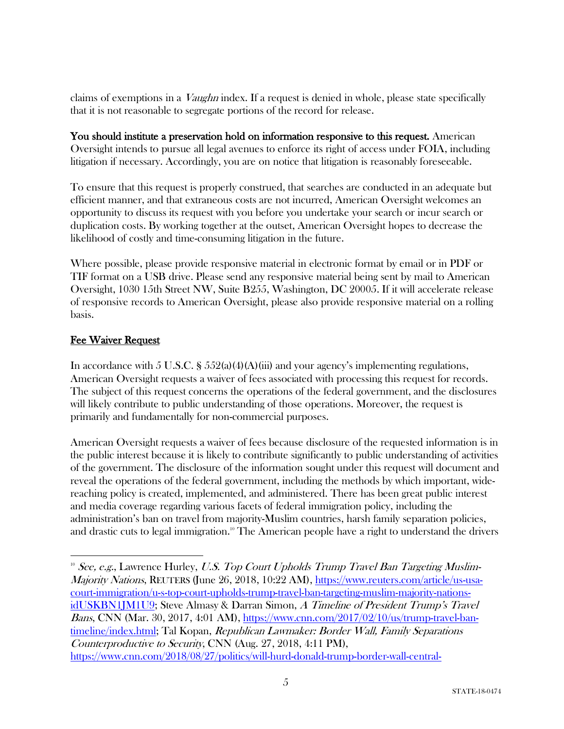claims of exemptions in a *Vaughn* index. If a request is denied in whole, please state specifically that it is not reasonable to segregate portions of the record for release.

**You should institute a preservation hold on information responsive to this request.** American Oversight intends to pursue all legal avenues to enforce its right of access under FOIA, including litigation if necessary. Accordingly, you are on notice that litigation is reasonably foreseeable.

To ensure that this request is properly construed, that searches are conducted in an adequate but efficient manner, and that extraneous costs are not incurred, American Oversight welcomes an opportunity to discuss its request with you before you undertake your search or incur search or duplication costs. By working together at the outset, American Oversight hopes to decrease the likelihood of costly and time-consuming litigation in the future.

Where possible, please provide responsive material in electronic format by email or in PDF or TIF format on a USB drive. Please send any responsive material being sent by mail to American Oversight, 1030 15th Street NW, Suite B255, Washington, DC 20005. If it will accelerate release of responsive records to American Oversight, please also provide responsive material on a rolling basis.

## Fee Waiver Request

In accordance with 5 U.S.C. § 552(a)(4)(A)(iii) and your agency's implementing regulations, American Oversight requests a waiver of fees associated with processing this request for records. The subject of this request concerns the operations of the federal government, and the disclosures will likely contribute to public understanding of those operations. Moreover, the request is primarily and fundamentally for non-commercial purposes.

American Oversight requests a waiver of fees because disclosure of the requested information is in the public interest because it is likely to contribute significantly to public understanding of activities of the government. The disclosure of the information sought under this request will document and reveal the operations of the federal government, including the methods by which important, wide-reaching policy is created, implemented, and administered. There has been great public interest and media coverage regarding various facets of federal immigration policy, including the administration's ban on travel from majority-Muslim countries, harsh family separation policies, and drastic cuts to legal immigration.[10] The American people have a right to understand the drivers

[10] *See, e.g.*, Lawrence Hurley, *U.S. Top Court Upholds Trump Travel Ban Targeting Muslim-Majority Nations*, REUTERS (June 26, 2018, 10:22 AM), https://www.reuters.com/article/us-usa-court-immigration/u-s-top-court-upholds-trump-travel-ban-targeting-muslim-majority-nations-idUSKBN1JM1U9; Steve Almasy & Darran Simon, *A Timeline of President Trump's Travel Bans*, CNN (Mar. 30, 2017, 4:01 AM), https://www.cnn.com/2017/02/10/us/trump-travel-ban-timeline/index.html; Tal Kopan, *Republican Lawmaker: Border Wall, Family Separations Counterproductive to Security*, CNN (Aug. 27, 2018, 4:11 PM), https://www.cnn.com/2018/08/27/politics/will-hurd-donald-trump-border-wall-central-

STATE-18-0474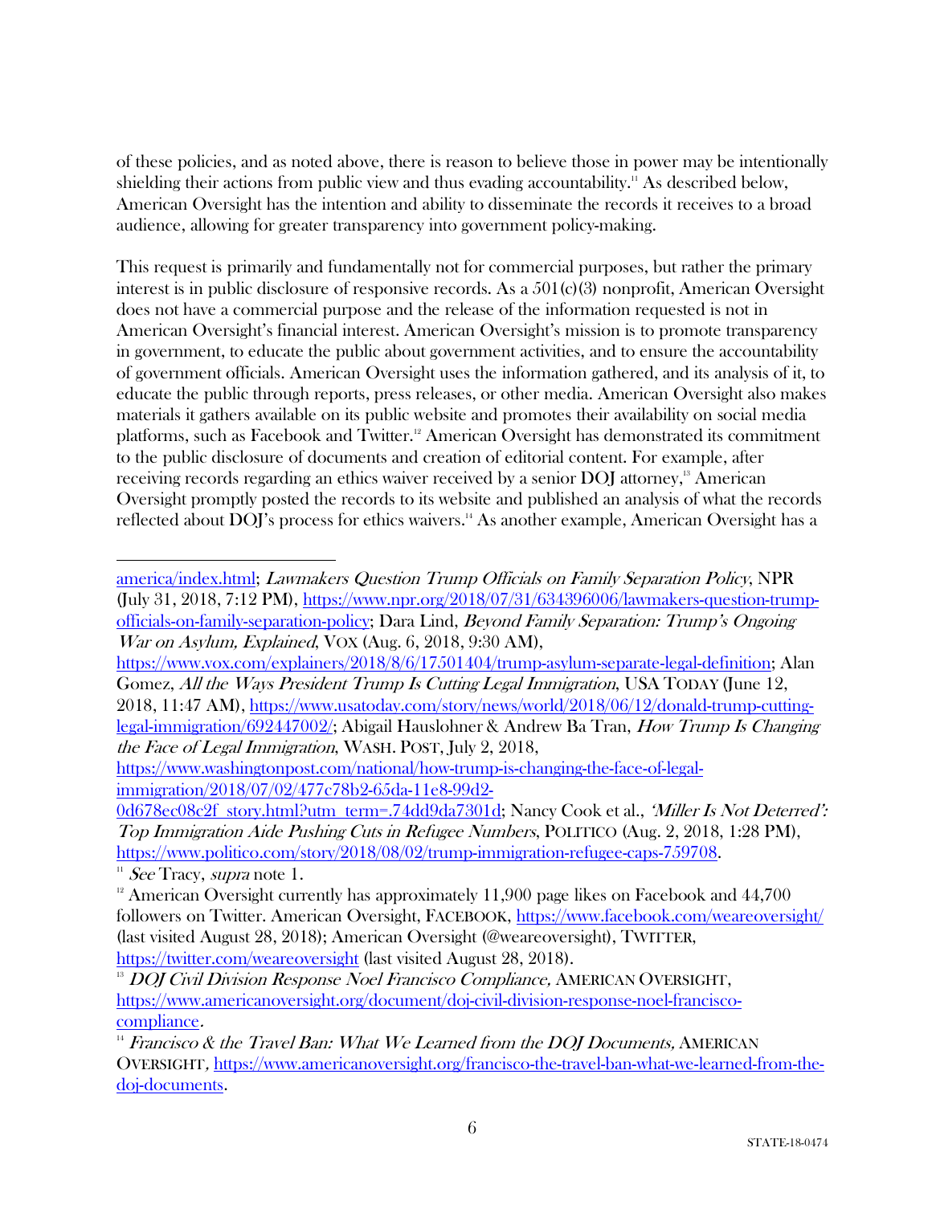of these policies, and as noted above, there is reason to believe those in power may be intentionally shielding their actions from public view and thus evading accountability.[11] As described below, American Oversight has the intention and ability to disseminate the records it receives to a broad audience, allowing for greater transparency into government policy-making.

This request is primarily and fundamentally not for commercial purposes, but rather the primary interest is in public disclosure of responsive records. As a 501(c)(3) nonprofit, American Oversight does not have a commercial purpose and the release of the information requested is not in American Oversight's financial interest. American Oversight's mission is to promote transparency in government, to educate the public about government activities, and to ensure the accountability of government officials. American Oversight uses the information gathered, and its analysis of it, to educate the public through reports, press releases, or other media. American Oversight also makes materials it gathers available on its public website and promotes their availability on social media platforms, such as Facebook and Twitter.[12] American Oversight has demonstrated its commitment to the public disclosure of documents and creation of editorial content. For example, after receiving records regarding an ethics waiver received by a senior DOJ attorney,[13] American Oversight promptly posted the records to its website and published an analysis of what the records reflected about DOJ's process for ethics waivers.[14] As another example, American Oversight has a

---

america/index.html; *Lawmakers Question Trump Officials on Family Separation Policy*, NPR (July 31, 2018, 7:12 PM), https://www.npr.org/2018/07/31/634396006/lawmakers-question-trump-officials-on-family-separation-policy; Dara Lind, *Beyond Family Separation: Trump's Ongoing War on Asylum, Explained*, VOX (Aug. 6, 2018, 9:30 AM), https://www.vox.com/explainers/2018/8/6/17501404/trump-asylum-separate-legal-definition; Alan Gomez, *All the Ways President Trump Is Cutting Legal Immigration*, USA TODAY (June 12, 2018, 11:47 AM), https://www.usatoday.com/story/news/world/2018/06/12/donald-trump-cutting-legal-immigration/692447002/; Abigail Hauslohner & Andrew Ba Tran, *How Trump Is Changing the Face of Legal Immigration*, WASH. POST, July 2, 2018, https://www.washingtonpost.com/national/how-trump-is-changing-the-face-of-legal-immigration/2018/07/02/477c78b2-65da-11e8-99d2-0d678ec08c2f_story.html?utm_term=.74dd9da7301d; Nancy Cook et al., *'Miller Is Not Deterred': Top Immigration Aide Pushing Cuts in Refugee Numbers*, POLITICO (Aug. 2, 2018, 1:28 PM), https://www.politico.com/story/2018/08/02/trump-immigration-refugee-caps-759708.

[11] *See* Tracy, *supra* note 1.

[12] American Oversight currently has approximately 11,900 page likes on Facebook and 44,700 followers on Twitter. American Oversight, FACEBOOK, https://www.facebook.com/weareoversight/ (last visited August 28, 2018); American Oversight (@weareoversight), TWITTER, https://twitter.com/weareoversight (last visited August 28, 2018).

[13] *DOJ Civil Division Response Noel Francisco Compliance*, AMERICAN OVERSIGHT, https://www.americanoversight.org/document/doj-civil-division-response-noel-francisco-compliance.

[14] *Francisco & the Travel Ban: What We Learned from the DOJ Documents*, AMERICAN OVERSIGHT, https://www.americanoversight.org/francisco-the-travel-ban-what-we-learned-from-the-doj-documents.

STATE-18-0474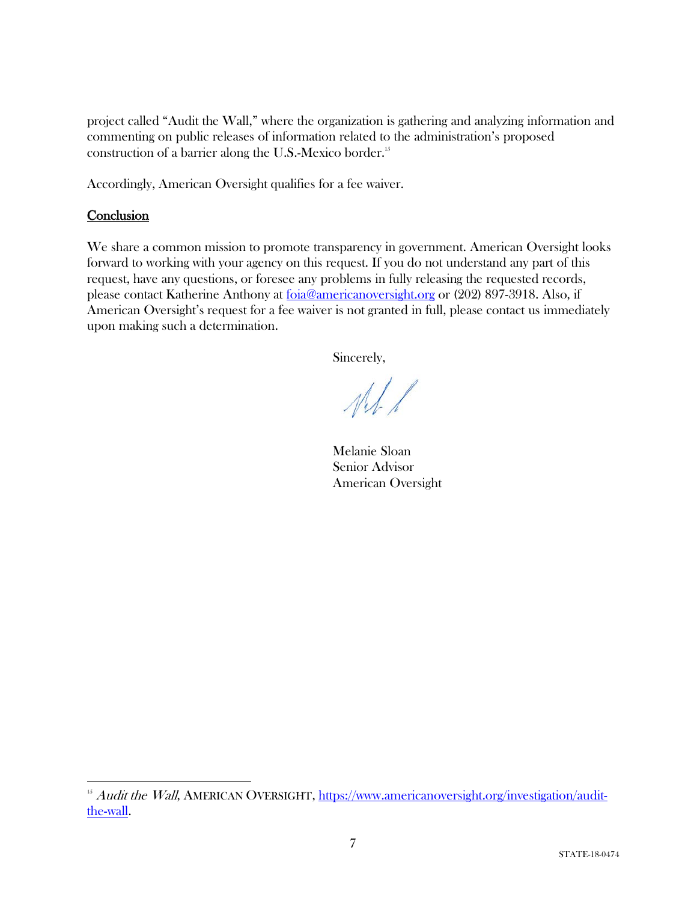project called "Audit the Wall," where the organization is gathering and analyzing information and commenting on public releases of information related to the administration's proposed construction of a barrier along the U.S.-Mexico border.[15]

Accordingly, American Oversight qualifies for a fee waiver.

## Conclusion

We share a common mission to promote transparency in government. American Oversight looks forward to working with your agency on this request. If you do not understand any part of this request, have any questions, or foresee any problems in fully releasing the requested records, please contact Katherine Anthony at foia@americanoversight.org or (202) 897-3918. Also, if American Oversight's request for a fee waiver is not granted in full, please contact us immediately upon making such a determination.

Sincerely,

Melanie Sloan
Senior Advisor
American Oversight

---

[15] *Audit the Wall*, AMERICAN OVERSIGHT, https://www.americanoversight.org/investigation/audit-the-wall.

STATE-18-0474